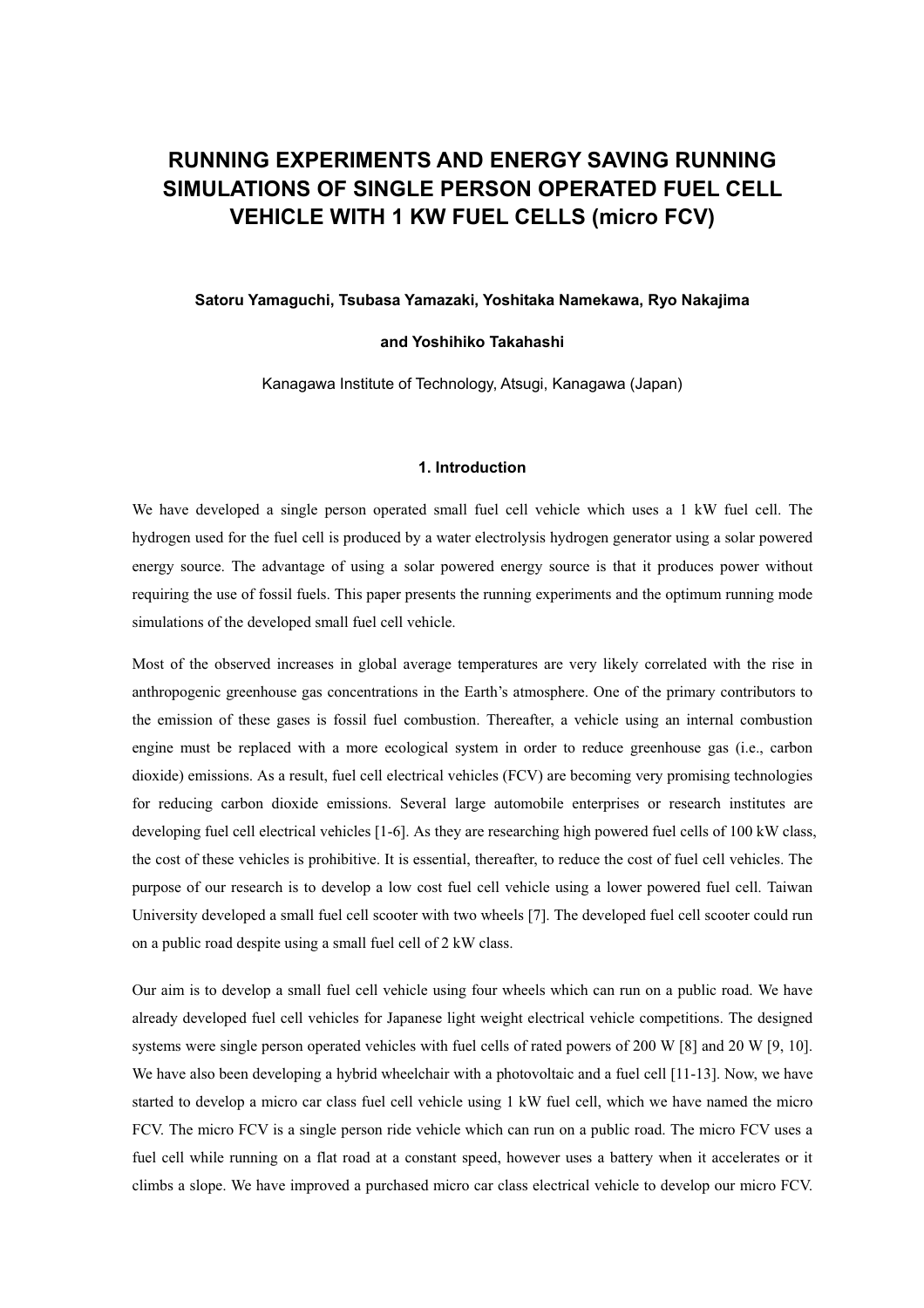# RUNNING EXPERIMENTS AND ENERGY SAVING RUNNING SIMULATIONS OF SINGLE PERSON OPERATED FUEL CELL VEHICLE WITH 1 KW FUEL CELLS (micro FCV)

**Satoru Yamaguchi, Tsubasa Yamazaki, Yoshitaka Namekawa, Ryo Nakajima**

**and Yoshihiko Takahashi**

Kanagawa Institute of Technology, Atsugi, Kanagawa (Japan)

## 1. Introduction

We have developed a single person operated small fuel cell vehicle which uses a 1 kW fuel cell. The hydrogen used for the fuel cell is produced by a water electrolysis hydrogen generator using a solar powered energy source. The advantage of using a solar powered energy source is that it produces power without requiring the use of fossil fuels. This paper presents the running experiments and the optimum running mode simulations of the developed small fuel cell vehicle.

Most of the observed increases in global average temperatures are very likely correlated with the rise in anthropogenic greenhouse gas concentrations in the Earth's atmosphere. One of the primary contributors to the emission of these gases is fossil fuel combustion. Thereafter, a vehicle using an internal combustion engine must be replaced with a more ecological system in order to reduce greenhouse gas (i.e., carbon dioxide) emissions. As a result, fuel cell electrical vehicles (FCV) are becoming very promising technologies for reducing carbon dioxide emissions. Several large automobile enterprises or research institutes are developing fuel cell electrical vehicles [1-6]. As they are researching high powered fuel cells of 100 kW class, the cost of these vehicles is prohibitive. It is essential, thereafter, to reduce the cost of fuel cell vehicles. The purpose of our research is to develop a low cost fuel cell vehicle using a lower powered fuel cell. Taiwan University developed a small fuel cell scooter with two wheels [7]. The developed fuel cell scooter could run on a public road despite using a small fuel cell of 2 kW class.

Our aim is to develop a small fuel cell vehicle using four wheels which can run on a public road. We have already developed fuel cell vehicles for Japanese light weight electrical vehicle competitions. The designed systems were single person operated vehicles with fuel cells of rated powers of 200 W [8] and 20 W [9, 10]. We have also been developing a hybrid wheelchair with a photovoltaic and a fuel cell [11-13]. Now, we have started to develop a micro car class fuel cell vehicle using 1 kW fuel cell, which we have named the micro FCV. The micro FCV is a single person ride vehicle which can run on a public road. The micro FCV uses a fuel cell while running on a flat road at a constant speed, however uses a battery when it accelerates or it climbs a slope. We have improved a purchased micro car class electrical vehicle to develop our micro FCV.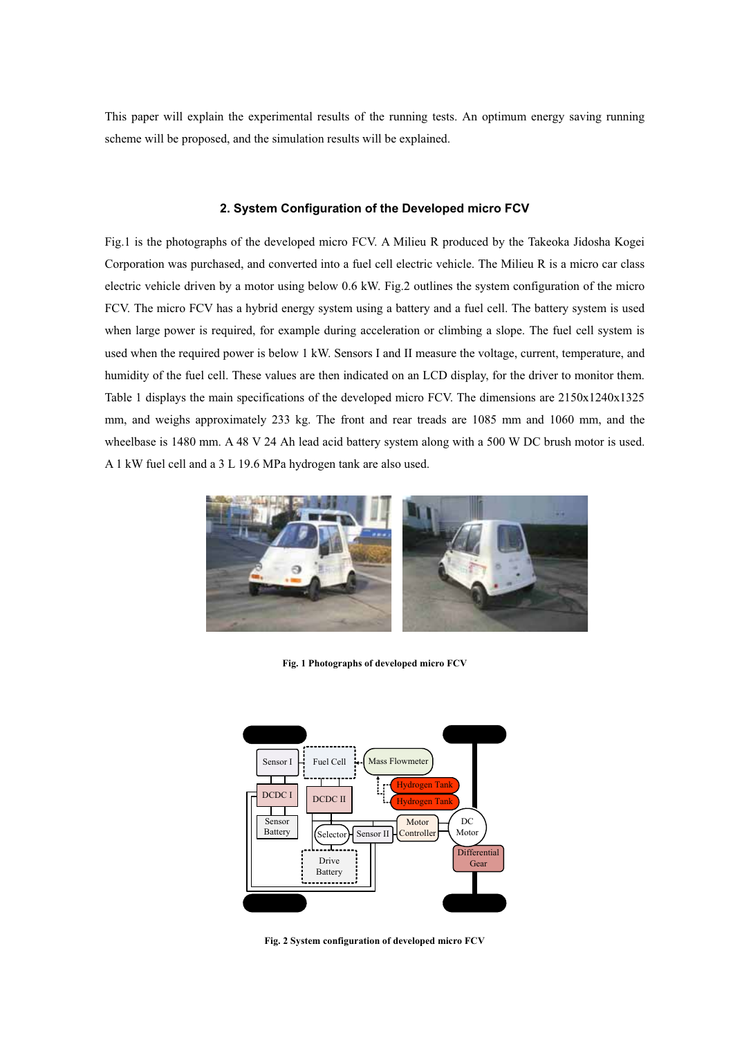This paper will explain the experimental results of the running tests. An optimum energy saving running scheme will be proposed, and the simulation results will be explained.

## 2. System Configuration of the Developed micro FCV

Fig.1 is the photographs of the developed micro FCV. A Milieu R produced by the Takeoka Jidosha Kogei Corporation was purchased, and converted into a fuel cell electric vehicle. The Milieu R is a micro car class electric vehicle driven by a motor using below 0.6 kW. Fig.2 outlines the system configuration of the micro FCV. The micro FCV has a hybrid energy system using a battery and a fuel cell. The battery system is used when large power is required, for example during acceleration or climbing a slope. The fuel cell system is used when the required power is below 1 kW. Sensors I and II measure the voltage, current, temperature, and humidity of the fuel cell. These values are then indicated on an LCD display, for the driver to monitor them. Table 1 displays the main specifications of the developed micro FCV. The dimensions are 2150x1240x1325 mm, and weighs approximately 233 kg. The front and rear treads are 1085 mm and 1060 mm, and the wheelbase is 1480 mm. A 48 V 24 Ah lead acid battery system along with a 500 W DC brush motor is used. A 1 kW fuel cell and a 3 L 19.6 MPa hydrogen tank are also used.

**Fig. 1 Photographs of developed micro FCV**

Sensor I
Fuel Cell
Mass Flowmeter
DCDC I
DCDC II
Hydrogen Tank
Hydrogen Tank
Sensor Battery
Selector
Sensor II
Motor Controller
DC Motor
Drive Battery
Differential Gear

**Fig. 2 System configuration of developed micro FCV**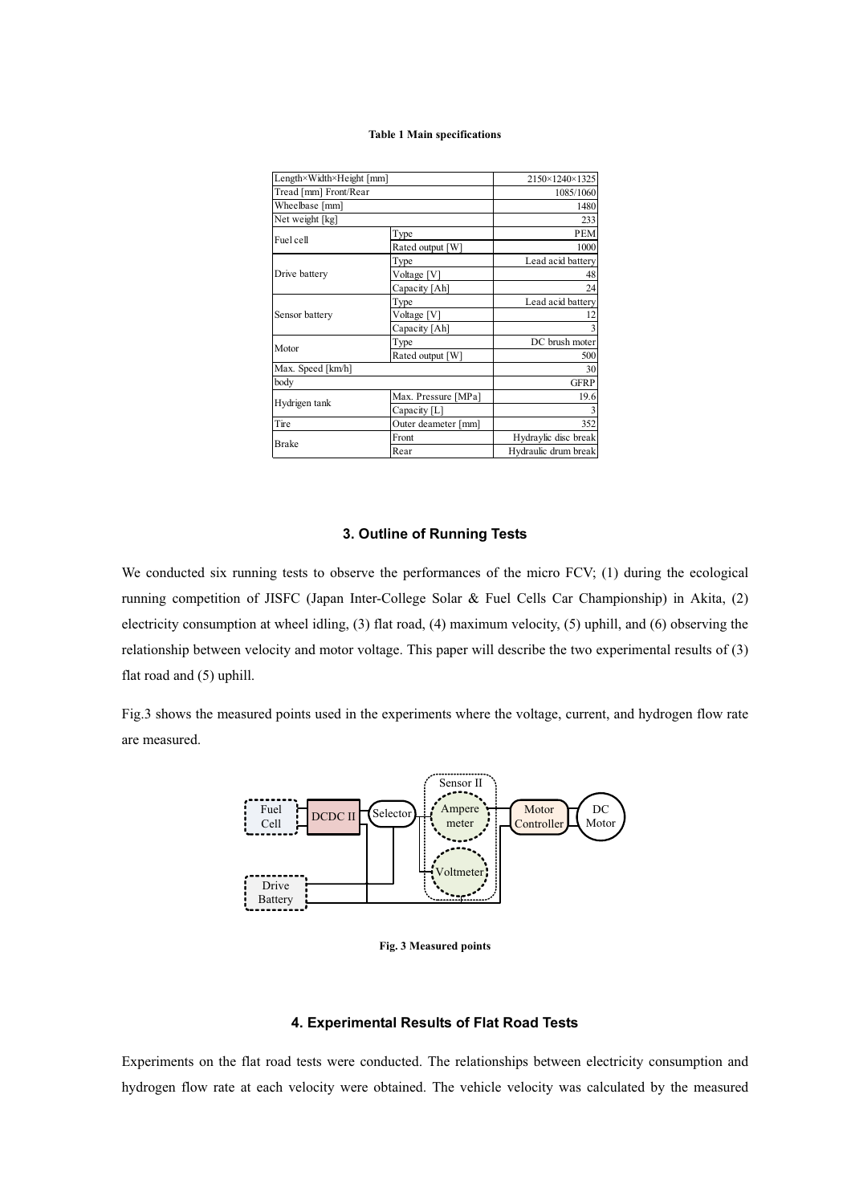**Table 1 Main specifications**

| | | |
|---|---|---|
| Length×Width×Height [mm] | | 2150×1240×1325 |
| Tread [mm] Front/Rear | | 1085/1060 |
| Wheelbase [mm] | | 1480 |
| Net weight [kg] | | 233 |
| Fuel cell | Type | PEM |
| | Rated output [W] | 1000 |
| Drive battery | Type | Lead acid battery |
| | Voltage [V] | 48 |
| | Capacity [Ah] | 24 |
| Sensor battery | Type | Lead acid battery |
| | Voltage [V] | 12 |
| | Capacity [Ah] | 3 |
| Motor | Type | DC brush moter |
| | Rated output [W] | 500 |
| Max. Speed [km/h] | | 30 |
| body | | GFRP |
| Hydrigen tank | Max. Pressure [MPa] | 19.6 |
| | Capacity [L] | 3 |
| Tire | Outer deameter [mm] | 352 |
| Brake | Front | Hydraylic disc break |
| | Rear | Hydraulic drum break |

## 3. Outline of Running Tests

We conducted six running tests to observe the performances of the micro FCV; (1) during the ecological running competition of JISFC (Japan Inter-College Solar & Fuel Cells Car Championship) in Akita, (2) electricity consumption at wheel idling, (3) flat road, (4) maximum velocity, (5) uphill, and (6) observing the relationship between velocity and motor voltage. This paper will describe the two experimental results of (3) flat road and (5) uphill.

Fig.3 shows the measured points used in the experiments where the voltage, current, and hydrogen flow rate are measured.

Fuel Cell
DCDC II
Selector
Sensor II
Ampere meter
Voltmeter
Motor Controller
DC Motor
Drive Battery

**Fig. 3 Measured points**

## 4. Experimental Results of Flat Road Tests

Experiments on the flat road tests were conducted. The relationships between electricity consumption and hydrogen flow rate at each velocity were obtained. The vehicle velocity was calculated by the measured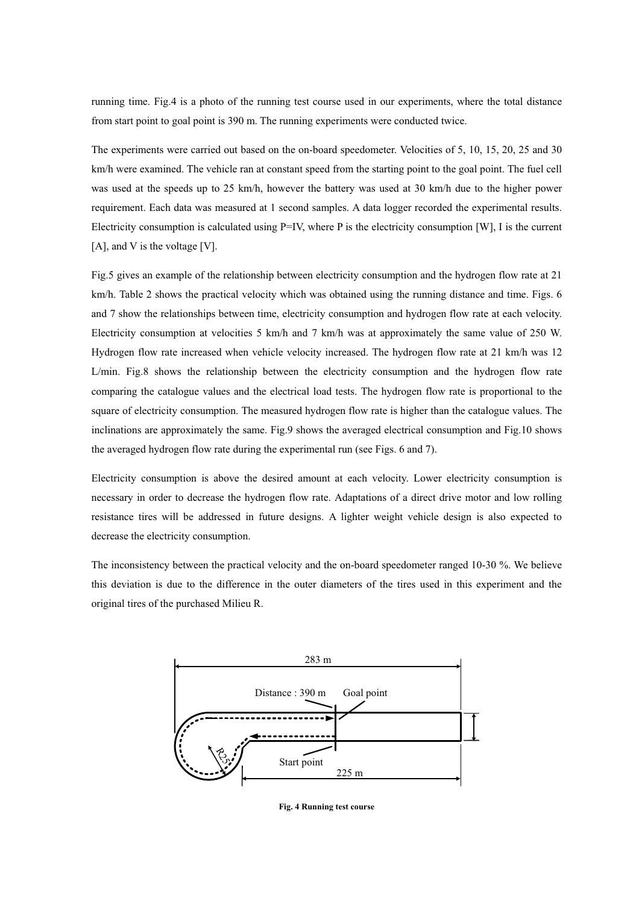running time. Fig.4 is a photo of the running test course used in our experiments, where the total distance from start point to goal point is 390 m. The running experiments were conducted twice.

The experiments were carried out based on the on-board speedometer. Velocities of 5, 10, 15, 20, 25 and 30 km/h were examined. The vehicle ran at constant speed from the starting point to the goal point. The fuel cell was used at the speeds up to 25 km/h, however the battery was used at 30 km/h due to the higher power requirement. Each data was measured at 1 second samples. A data logger recorded the experimental results. Electricity consumption is calculated using P=IV, where P is the electricity consumption [W], I is the current [A], and V is the voltage [V].

Fig.5 gives an example of the relationship between electricity consumption and the hydrogen flow rate at 21 km/h. Table 2 shows the practical velocity which was obtained using the running distance and time. Figs. 6 and 7 show the relationships between time, electricity consumption and hydrogen flow rate at each velocity. Electricity consumption at velocities 5 km/h and 7 km/h was at approximately the same value of 250 W. Hydrogen flow rate increased when vehicle velocity increased. The hydrogen flow rate at 21 km/h was 12 L/min. Fig.8 shows the relationship between the electricity consumption and the hydrogen flow rate comparing the catalogue values and the electrical load tests. The hydrogen flow rate is proportional to the square of electricity consumption. The measured hydrogen flow rate is higher than the catalogue values. The inclinations are approximately the same. Fig.9 shows the averaged electrical consumption and Fig.10 shows the averaged hydrogen flow rate during the experimental run (see Figs. 6 and 7).

Electricity consumption is above the desired amount at each velocity. Lower electricity consumption is necessary in order to decrease the hydrogen flow rate. Adaptations of a direct drive motor and low rolling resistance tires will be addressed in future designs. A lighter weight vehicle design is also expected to decrease the electricity consumption.

The inconsistency between the practical velocity and the on-board speedometer ranged 10-30 %. We believe this deviation is due to the difference in the outer diameters of the tires used in this experiment and the original tires of the purchased Milieu R.

283 m

Distance : 390 m

Goal point

R25

Start point

225 m

**Fig. 4 Running test course**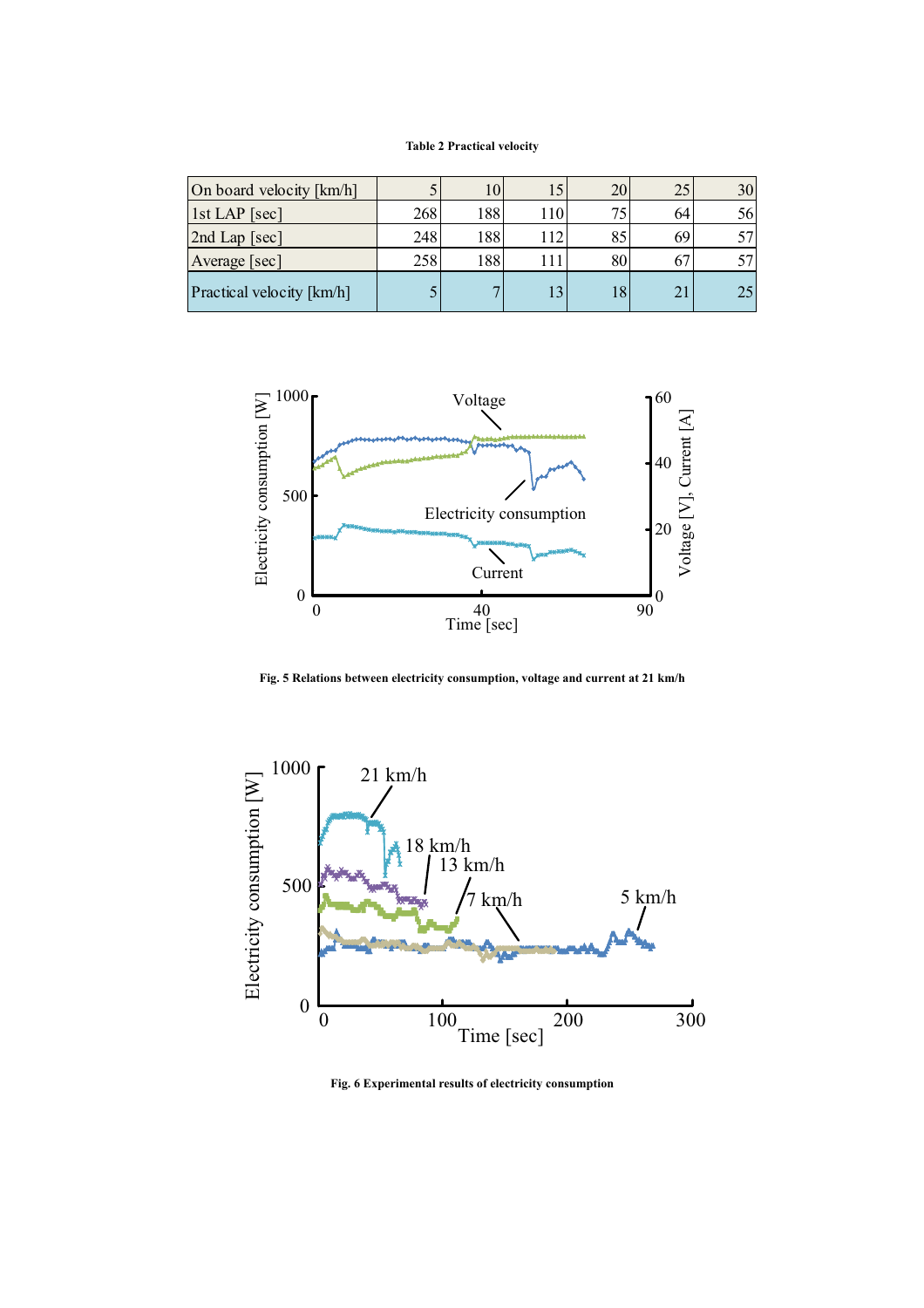**Table 2 Practical velocity**

| On board velocity [km/h] | 5 | 10 | 15 | 20 | 25 | 30 |
|---|---|---|---|---|---|---|
| 1st LAP [sec] | 268 | 188 | 110 | 75 | 64 | 56 |
| 2nd Lap [sec] | 248 | 188 | 112 | 85 | 69 | 57 |
| Average [sec] | 258 | 188 | 111 | 80 | 67 | 57 |
| Practical velocity [km/h] | 5 | 7 | 13 | 18 | 21 | 25 |

Electricity consumption [W]
1000
500
0
Voltage
Electricity consumption
Current
0
40
90
Time [sec]
Voltage [V], Current [A]
60
40
20
0

**Fig. 5 Relations between electricity consumption, voltage and current at 21 km/h**

Electricity consumption [W]
1000
500
0
21 km/h
18 km/h
13 km/h
7 km/h
5 km/h
0
100
200
300
Time [sec]

**Fig. 6 Experimental results of electricity consumption**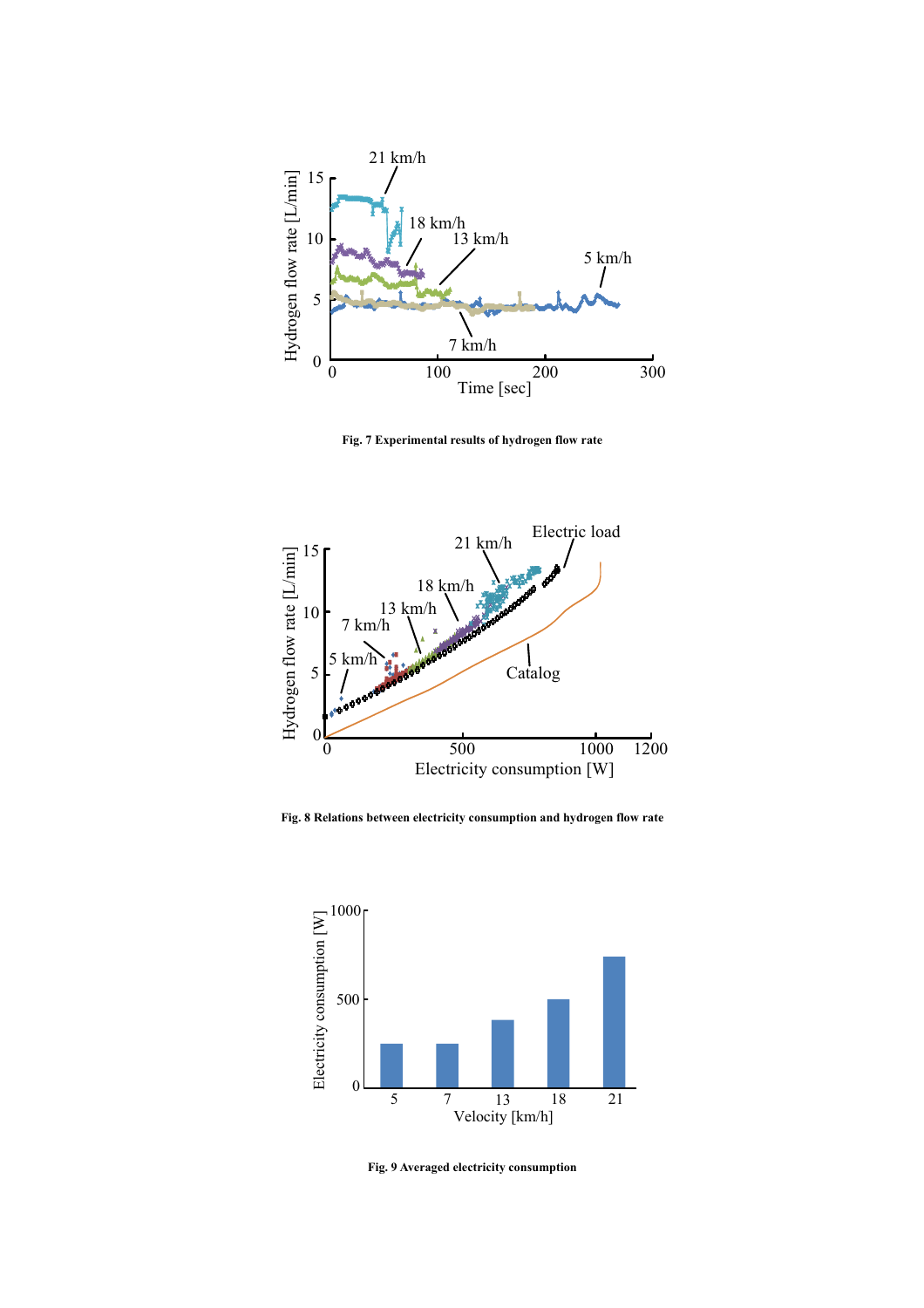Hydrogen flow rate [L/min]
15
10
5
0
0
100
200
300
Time [sec]
21 km/h
18 km/h
13 km/h
5 km/h
7 km/h

**Fig. 7 Experimental results of hydrogen flow rate**

Hydrogen flow rate [L/min]
15
10
5
0
0
500
1000
1200
Electricity consumption [W]
Electric load
21 km/h
18 km/h
13 km/h
7 km/h
5 km/h
Catalog

**Fig. 8 Relations between electricity consumption and hydrogen flow rate**

Electricity consumption [W]
1000
500
0
5
7
13
18
21
Velocity [km/h]

**Fig. 9 Averaged electricity consumption**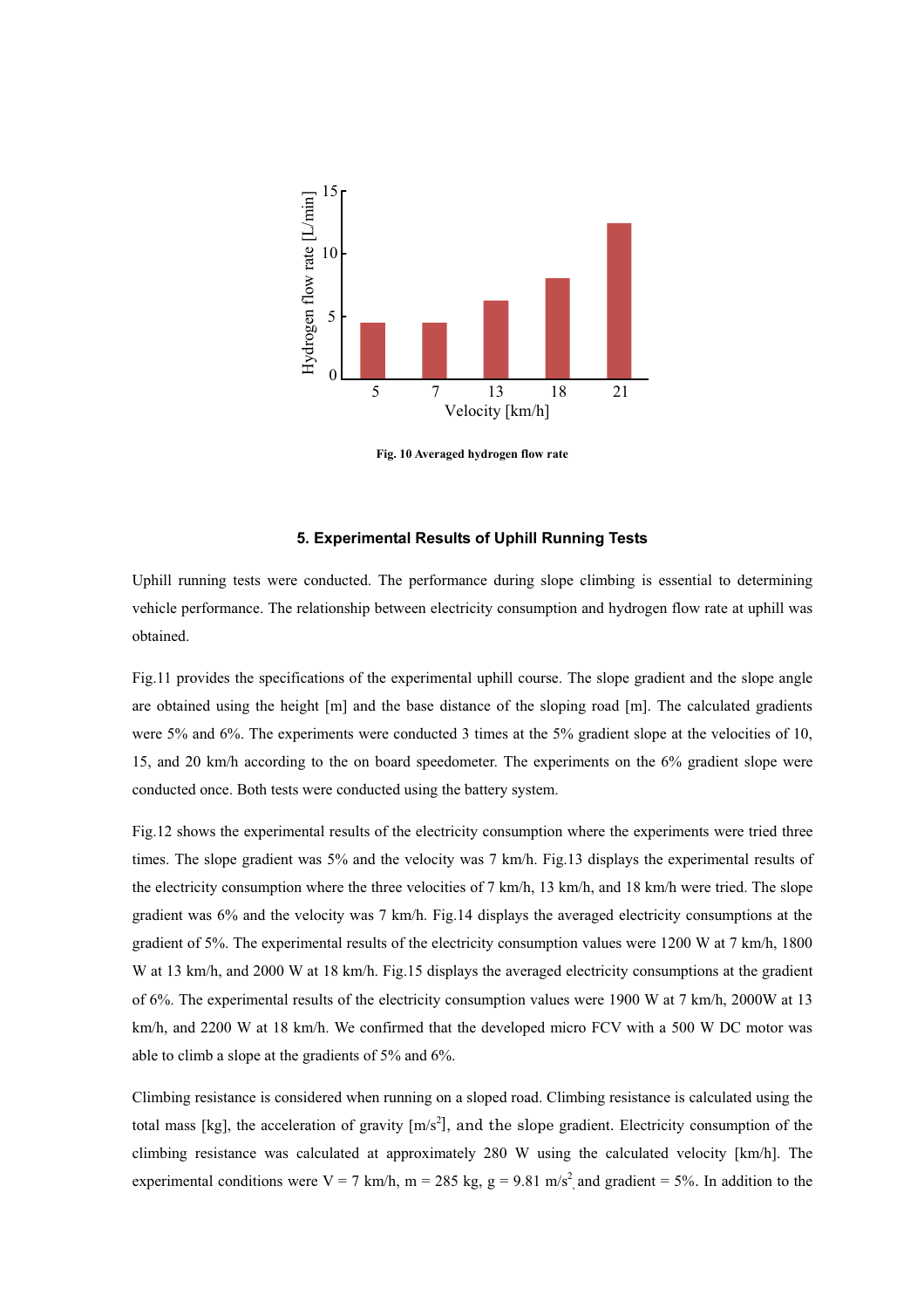Hydrogen flow rate [L/min]

15

10

5

0

5 7 13 18 21

Velocity [km/h]

**Fig. 10 Averaged hydrogen flow rate**

## 5. Experimental Results of Uphill Running Tests

Uphill running tests were conducted. The performance during slope climbing is essential to determining vehicle performance. The relationship between electricity consumption and hydrogen flow rate at uphill was obtained.

Fig.11 provides the specifications of the experimental uphill course. The slope gradient and the slope angle are obtained using the height [m] and the base distance of the sloping road [m]. The calculated gradients were 5% and 6%. The experiments were conducted 3 times at the 5% gradient slope at the velocities of 10, 15, and 20 km/h according to the on board speedometer. The experiments on the 6% gradient slope were conducted once. Both tests were conducted using the battery system.

Fig.12 shows the experimental results of the electricity consumption where the experiments were tried three times. The slope gradient was 5% and the velocity was 7 km/h. Fig.13 displays the experimental results of the electricity consumption where the three velocities of 7 km/h, 13 km/h, and 18 km/h were tried. The slope gradient was 6% and the velocity was 7 km/h. Fig.14 displays the averaged electricity consumptions at the gradient of 5%. The experimental results of the electricity consumption values were 1200 W at 7 km/h, 1800 W at 13 km/h, and 2000 W at 18 km/h. Fig.15 displays the averaged electricity consumptions at the gradient of 6%. The experimental results of the electricity consumption values were 1900 W at 7 km/h, 2000W at 13 km/h, and 2200 W at 18 km/h. We confirmed that the developed micro FCV with a 500 W DC motor was able to climb a slope at the gradients of 5% and 6%.

Climbing resistance is considered when running on a sloped road. Climbing resistance is calculated using the total mass [kg], the acceleration of gravity [m/s$^2$], and the slope gradient. Electricity consumption of the climbing resistance was calculated at approximately 280 W using the calculated velocity [km/h]. The experimental conditions were V = 7 km/h, m = 285 kg, g = 9.81 m/s$^2$, and gradient = 5%. In addition to the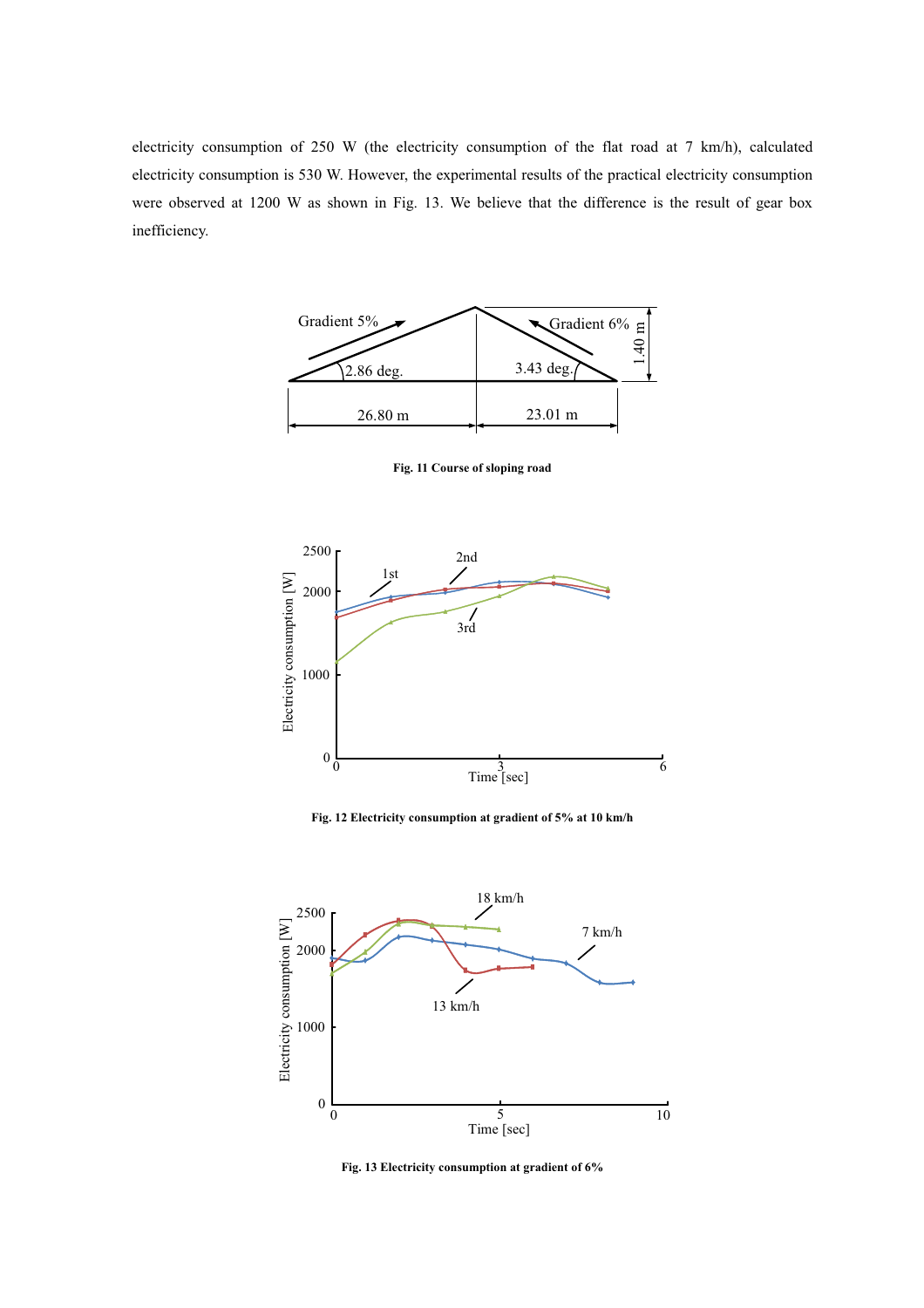electricity consumption of 250 W (the electricity consumption of the flat road at 7 km/h), calculated electricity consumption is 530 W. However, the experimental results of the practical electricity consumption were observed at 1200 W as shown in Fig. 13. We believe that the difference is the result of gear box inefficiency.

Gradient 5%
Gradient 6%
2.86 deg.
3.43 deg.
1.40 m
26.80 m
23.01 m

**Fig. 11 Course of sloping road**

Electricity consumption [W]
2500
2000
1000
0
1st
2nd
3rd
0
3
6
Time [sec]

**Fig. 12 Electricity consumption at gradient of 5% at 10 km/h**

Electricity consumption [W]
2500
2000
1000
0
18 km/h
7 km/h
13 km/h
0
5
10
Time [sec]

**Fig. 13 Electricity consumption at gradient of 6%**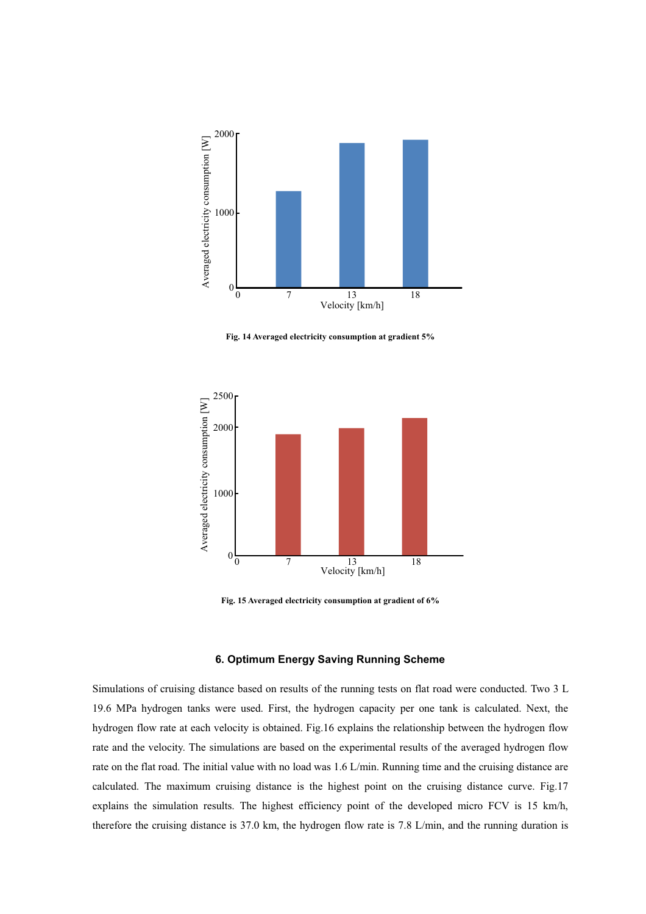Averaged electricity consumption [W]
2000
1000
0
0
7
13
18
Velocity [km/h]

**Fig. 14 Averaged electricity consumption at gradient 5%**

Averaged electricity consumption [W]
2500
2000
1000
0
0
7
13
18
Velocity [km/h]

**Fig. 15 Averaged electricity consumption at gradient of 6%**

## 6. Optimum Energy Saving Running Scheme

Simulations of cruising distance based on results of the running tests on flat road were conducted. Two 3 L 19.6 MPa hydrogen tanks were used. First, the hydrogen capacity per one tank is calculated. Next, the hydrogen flow rate at each velocity is obtained. Fig.16 explains the relationship between the hydrogen flow rate and the velocity. The simulations are based on the experimental results of the averaged hydrogen flow rate on the flat road. The initial value with no load was 1.6 L/min. Running time and the cruising distance are calculated. The maximum cruising distance is the highest point on the cruising distance curve. Fig.17 explains the simulation results. The highest efficiency point of the developed micro FCV is 15 km/h, therefore the cruising distance is 37.0 km, the hydrogen flow rate is 7.8 L/min, and the running duration is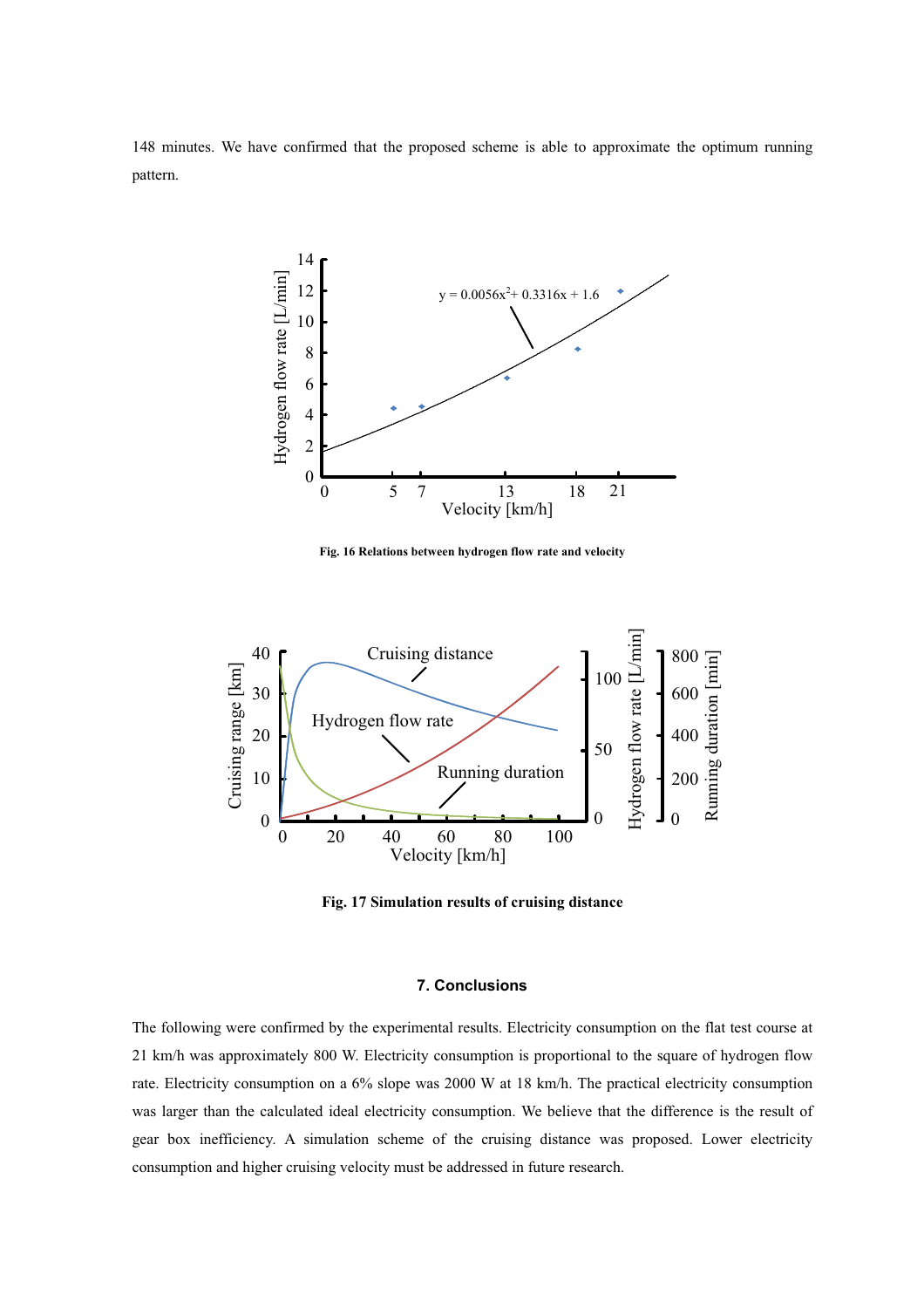148 minutes. We have confirmed that the proposed scheme is able to approximate the optimum running pattern.

Hydrogen flow rate [L/min]
14
12
10
8
6
4
2
0
0 5 7 13 18 21
Velocity [km/h]
$y = 0.0056x^2 + 0.3316x + 1.6$

**Fig. 16 Relations between hydrogen flow rate and velocity**

Cruising range [km]
40
30
20
10
0
Cruising distance
Hydrogen flow rate
Running duration
0 20 40 60 80 100
Velocity [km/h]
Hydrogen flow rate [L/min]
100
50
0
Running duration [min]
800
600
400
200
0

**Fig. 17 Simulation results of cruising distance**

## 7. Conclusions

The following were confirmed by the experimental results. Electricity consumption on the flat test course at 21 km/h was approximately 800 W. Electricity consumption is proportional to the square of hydrogen flow rate. Electricity consumption on a 6% slope was 2000 W at 18 km/h. The practical electricity consumption was larger than the calculated ideal electricity consumption. We believe that the difference is the result of gear box inefficiency. A simulation scheme of the cruising distance was proposed. Lower electricity consumption and higher cruising velocity must be addressed in future research.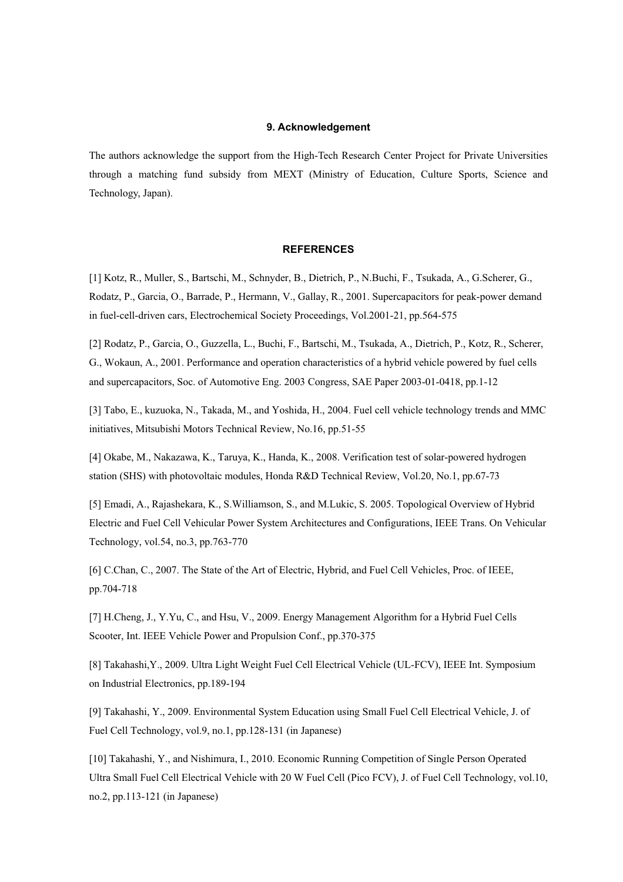## 9. Acknowledgement

The authors acknowledge the support from the High-Tech Research Center Project for Private Universities through a matching fund subsidy from MEXT (Ministry of Education, Culture Sports, Science and Technology, Japan).

## REFERENCES

[1] Kotz, R., Muller, S., Bartschi, M., Schnyder, B., Dietrich, P., N.Buchi, F., Tsukada, A., G.Scherer, G., Rodatz, P., Garcia, O., Barrade, P., Hermann, V., Gallay, R., 2001. Supercapacitors for peak-power demand in fuel-cell-driven cars, Electrochemical Society Proceedings, Vol.2001-21, pp.564-575

[2] Rodatz, P., Garcia, O., Guzzella, L., Buchi, F., Bartschi, M., Tsukada, A., Dietrich, P., Kotz, R., Scherer, G., Wokaun, A., 2001. Performance and operation characteristics of a hybrid vehicle powered by fuel cells and supercapacitors, Soc. of Automotive Eng. 2003 Congress, SAE Paper 2003-01-0418, pp.1-12

[3] Tabo, E., kuzuoka, N., Takada, M., and Yoshida, H., 2004. Fuel cell vehicle technology trends and MMC initiatives, Mitsubishi Motors Technical Review, No.16, pp.51-55

[4] Okabe, M., Nakazawa, K., Taruya, K., Handa, K., 2008. Verification test of solar-powered hydrogen station (SHS) with photovoltaic modules, Honda R&D Technical Review, Vol.20, No.1, pp.67-73

[5] Emadi, A., Rajashekara, K., S.Williamson, S., and M.Lukic, S. 2005. Topological Overview of Hybrid Electric and Fuel Cell Vehicular Power System Architectures and Configurations, IEEE Trans. On Vehicular Technology, vol.54, no.3, pp.763-770

[6] C.Chan, C., 2007. The State of the Art of Electric, Hybrid, and Fuel Cell Vehicles, Proc. of IEEE, pp.704-718

[7] H.Cheng, J., Y.Yu, C., and Hsu, V., 2009. Energy Management Algorithm for a Hybrid Fuel Cells Scooter, Int. IEEE Vehicle Power and Propulsion Conf., pp.370-375

[8] Takahashi,Y., 2009. Ultra Light Weight Fuel Cell Electrical Vehicle (UL-FCV), IEEE Int. Symposium on Industrial Electronics, pp.189-194

[9] Takahashi, Y., 2009. Environmental System Education using Small Fuel Cell Electrical Vehicle, J. of Fuel Cell Technology, vol.9, no.1, pp.128-131 (in Japanese)

[10] Takahashi, Y., and Nishimura, I., 2010. Economic Running Competition of Single Person Operated Ultra Small Fuel Cell Electrical Vehicle with 20 W Fuel Cell (Pico FCV), J. of Fuel Cell Technology, vol.10, no.2, pp.113-121 (in Japanese)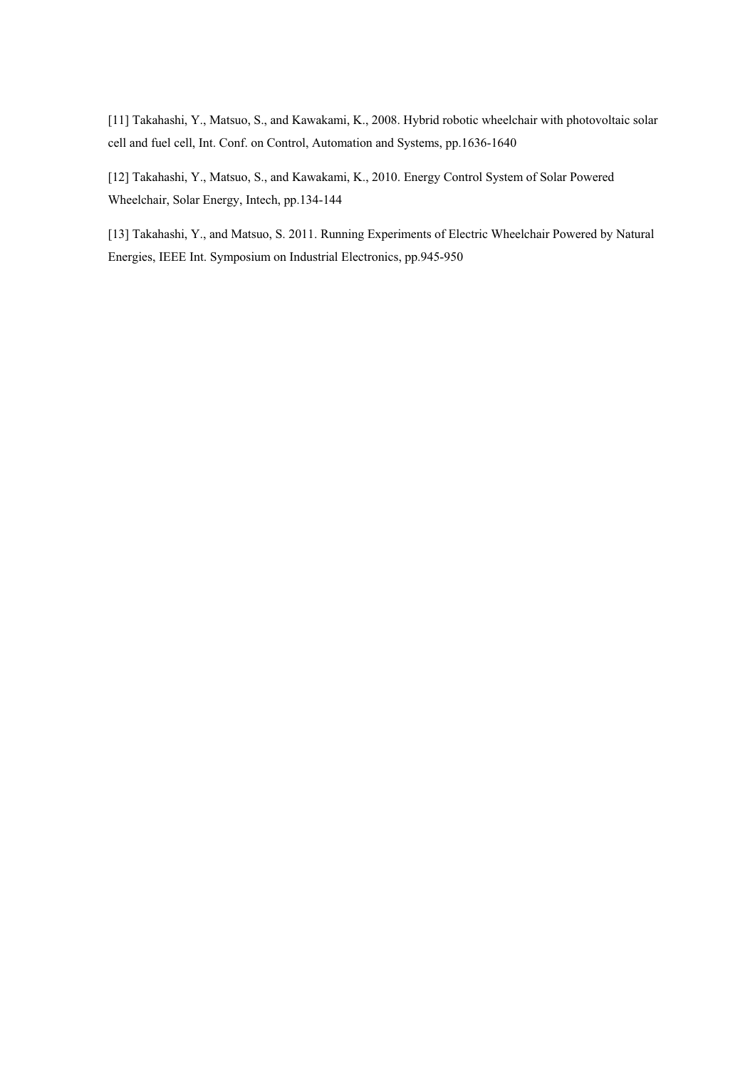[11] Takahashi, Y., Matsuo, S., and Kawakami, K., 2008. Hybrid robotic wheelchair with photovoltaic solar cell and fuel cell, Int. Conf. on Control, Automation and Systems, pp.1636-1640

[12] Takahashi, Y., Matsuo, S., and Kawakami, K., 2010. Energy Control System of Solar Powered Wheelchair, Solar Energy, Intech, pp.134-144

[13] Takahashi, Y., and Matsuo, S. 2011. Running Experiments of Electric Wheelchair Powered by Natural Energies, IEEE Int. Symposium on Industrial Electronics, pp.945-950